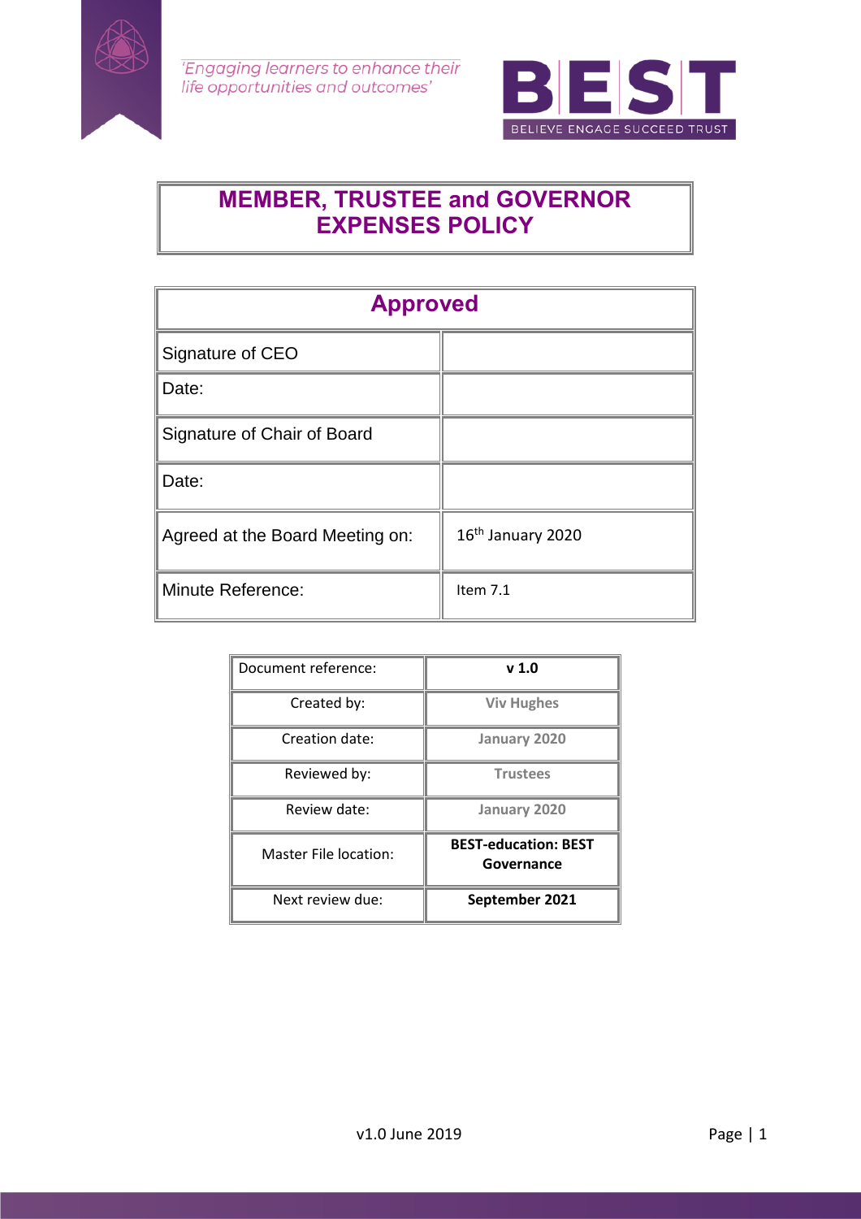*'Engaging learners to enhance their life opportunities and outcomes'*

BEST
BELIEVE ENGAGE SUCCEED TRUST

# MEMBER, TRUSTEE and GOVERNOR EXPENSES POLICY

| Approved | |
|---|---|
| Signature of CEO | |
| Date: | |
| Signature of Chair of Board | |
| Date: | |
| Agreed at the Board Meeting on: | 16th January 2020 |
| Minute Reference: | Item 7.1 |

| Document reference: | **v 1.0** |
|---|---|
| Created by: | **Viv Hughes** |
| Creation date: | **January 2020** |
| Reviewed by: | **Trustees** |
| Review date: | **January 2020** |
| Master File location: | **BEST-education: BEST Governance** |
| Next review due: | **September 2021** |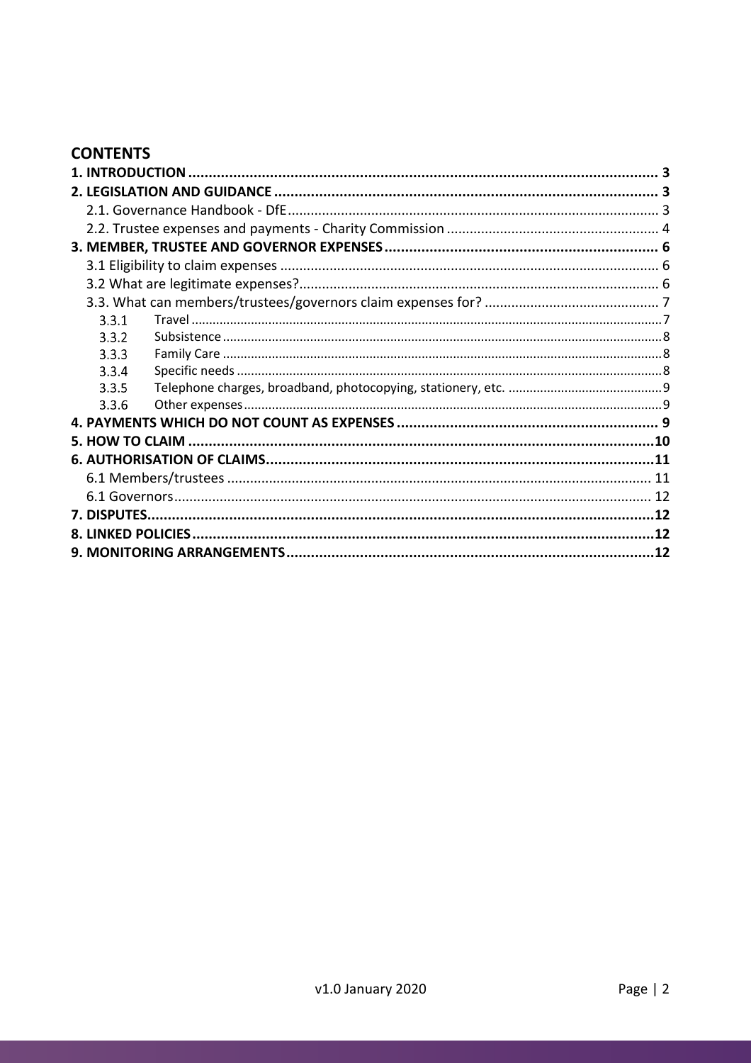## CONTENTS

1. INTRODUCTION ..... 3
2. LEGISLATION AND GUIDANCE ..... 3
   - 2.1. Governance Handbook - DfE ..... 3
   - 2.2. Trustee expenses and payments - Charity Commission ..... 4
3. MEMBER, TRUSTEE AND GOVERNOR EXPENSES ..... 6
   - 3.1 Eligibility to claim expenses ..... 6
   - 3.2 What are legitimate expenses? ..... 6
   - 3.3. What can members/trustees/governors claim expenses for? ..... 7
     - 3.3.1 Travel ..... 7
     - 3.3.2 Subsistence ..... 8
     - 3.3.3 Family Care ..... 8
     - 3.3.4 Specific needs ..... 8
     - 3.3.5 Telephone charges, broadband, photocopying, stationery, etc. ..... 9
     - 3.3.6 Other expenses ..... 9
4. PAYMENTS WHICH DO NOT COUNT AS EXPENSES ..... 9
5. HOW TO CLAIM ..... 10
6. AUTHORISATION OF CLAIMS ..... 11
   - 6.1 Members/trustees ..... 11
   - 6.1 Governors ..... 12
7. DISPUTES ..... 12
8. LINKED POLICIES ..... 12
9. MONITORING ARRANGEMENTS ..... 12

v1.0 January 2020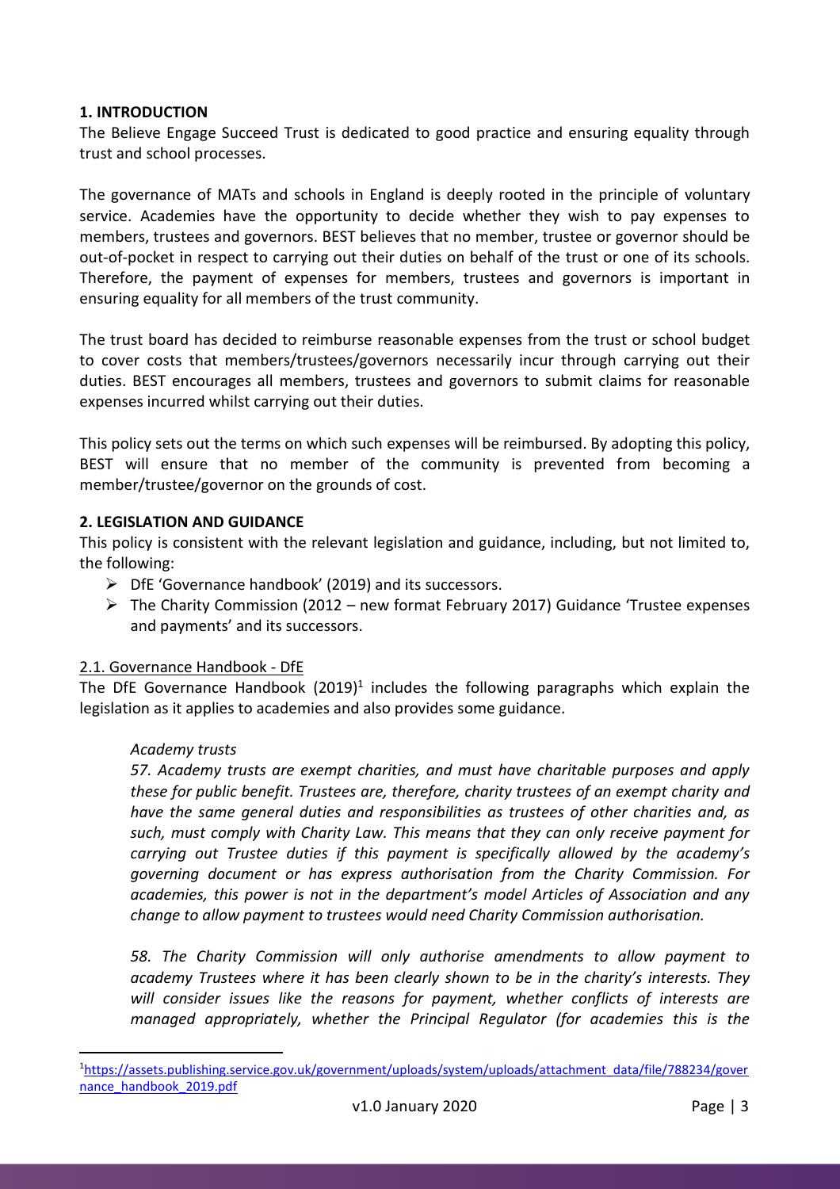## 1. INTRODUCTION

The Believe Engage Succeed Trust is dedicated to good practice and ensuring equality through trust and school processes.

The governance of MATs and schools in England is deeply rooted in the principle of voluntary service. Academies have the opportunity to decide whether they wish to pay expenses to members, trustees and governors. BEST believes that no member, trustee or governor should be out-of-pocket in respect to carrying out their duties on behalf of the trust or one of its schools. Therefore, the payment of expenses for members, trustees and governors is important in ensuring equality for all members of the trust community.

The trust board has decided to reimburse reasonable expenses from the trust or school budget to cover costs that members/trustees/governors necessarily incur through carrying out their duties. BEST encourages all members, trustees and governors to submit claims for reasonable expenses incurred whilst carrying out their duties.

This policy sets out the terms on which such expenses will be reimbursed. By adopting this policy, BEST will ensure that no member of the community is prevented from becoming a member/trustee/governor on the grounds of cost.

## 2. LEGISLATION AND GUIDANCE

This policy is consistent with the relevant legislation and guidance, including, but not limited to, the following:

- DfE 'Governance handbook' (2019) and its successors.
- The Charity Commission (2012 – new format February 2017) Guidance 'Trustee expenses and payments' and its successors.

### 2.1. Governance Handbook - DfE

The DfE Governance Handbook (2019)[1] includes the following paragraphs which explain the legislation as it applies to academies and also provides some guidance.

> *Academy trusts*
>
> *57. Academy trusts are exempt charities, and must have charitable purposes and apply these for public benefit. Trustees are, therefore, charity trustees of an exempt charity and have the same general duties and responsibilities as trustees of other charities and, as such, must comply with Charity Law. This means that they can only receive payment for carrying out Trustee duties if this payment is specifically allowed by the academy's governing document or has express authorisation from the Charity Commission. For academies, this power is not in the department's model Articles of Association and any change to allow payment to trustees would need Charity Commission authorisation.*
>
> *58. The Charity Commission will only authorise amendments to allow payment to academy Trustees where it has been clearly shown to be in the charity's interests. They will consider issues like the reasons for payment, whether conflicts of interests are managed appropriately, whether the Principal Regulator (for academies this is the*

[1] https://assets.publishing.service.gov.uk/government/uploads/system/uploads/attachment_data/file/788234/governance_handbook_2019.pdf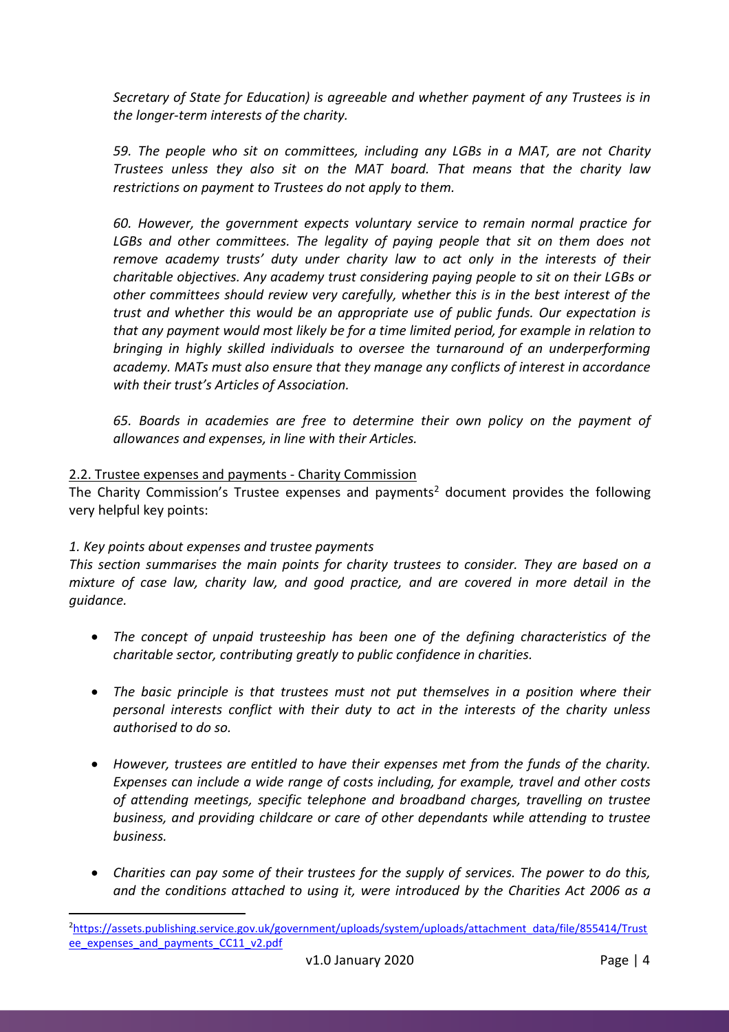*Secretary of State for Education) is agreeable and whether payment of any Trustees is in the longer-term interests of the charity.*

*59. The people who sit on committees, including any LGBs in a MAT, are not Charity Trustees unless they also sit on the MAT board. That means that the charity law restrictions on payment to Trustees do not apply to them.*

*60. However, the government expects voluntary service to remain normal practice for LGBs and other committees. The legality of paying people that sit on them does not remove academy trusts' duty under charity law to act only in the interests of their charitable objectives. Any academy trust considering paying people to sit on their LGBs or other committees should review very carefully, whether this is in the best interest of the trust and whether this would be an appropriate use of public funds. Our expectation is that any payment would most likely be for a time limited period, for example in relation to bringing in highly skilled individuals to oversee the turnaround of an underperforming academy. MATs must also ensure that they manage any conflicts of interest in accordance with their trust's Articles of Association.*

*65. Boards in academies are free to determine their own policy on the payment of allowances and expenses, in line with their Articles.*

### 2.2. Trustee expenses and payments - Charity Commission

The Charity Commission's Trustee expenses and payments[2] document provides the following very helpful key points:

*1. Key points about expenses and trustee payments*

*This section summarises the main points for charity trustees to consider. They are based on a mixture of case law, charity law, and good practice, and are covered in more detail in the guidance.*

- *The concept of unpaid trusteeship has been one of the defining characteristics of the charitable sector, contributing greatly to public confidence in charities.*
- *The basic principle is that trustees must not put themselves in a position where their personal interests conflict with their duty to act in the interests of the charity unless authorised to do so.*
- *However, trustees are entitled to have their expenses met from the funds of the charity. Expenses can include a wide range of costs including, for example, travel and other costs of attending meetings, specific telephone and broadband charges, travelling on trustee business, and providing childcare or care of other dependants while attending to trustee business.*
- *Charities can pay some of their trustees for the supply of services. The power to do this, and the conditions attached to using it, were introduced by the Charities Act 2006 as a*

[2] https://assets.publishing.service.gov.uk/government/uploads/system/uploads/attachment_data/file/855414/Trustee_expenses_and_payments_CC11_v2.pdf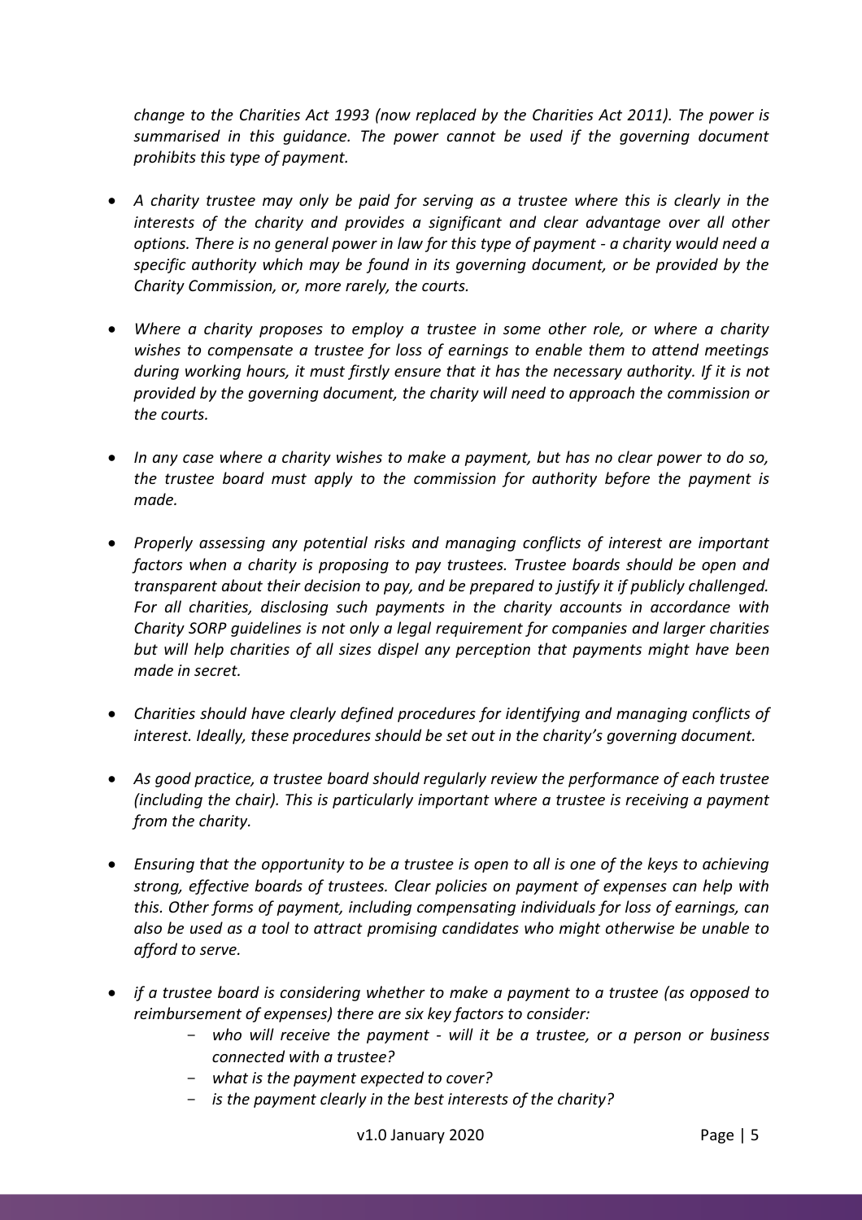*change to the Charities Act 1993 (now replaced by the Charities Act 2011). The power is summarised in this guidance. The power cannot be used if the governing document prohibits this type of payment.*

- *A charity trustee may only be paid for serving as a trustee where this is clearly in the interests of the charity and provides a significant and clear advantage over all other options. There is no general power in law for this type of payment - a charity would need a specific authority which may be found in its governing document, or be provided by the Charity Commission, or, more rarely, the courts.*

- *Where a charity proposes to employ a trustee in some other role, or where a charity wishes to compensate a trustee for loss of earnings to enable them to attend meetings during working hours, it must firstly ensure that it has the necessary authority. If it is not provided by the governing document, the charity will need to approach the commission or the courts.*

- *In any case where a charity wishes to make a payment, but has no clear power to do so, the trustee board must apply to the commission for authority before the payment is made.*

- *Properly assessing any potential risks and managing conflicts of interest are important factors when a charity is proposing to pay trustees. Trustee boards should be open and transparent about their decision to pay, and be prepared to justify it if publicly challenged. For all charities, disclosing such payments in the charity accounts in accordance with Charity SORP guidelines is not only a legal requirement for companies and larger charities but will help charities of all sizes dispel any perception that payments might have been made in secret.*

- *Charities should have clearly defined procedures for identifying and managing conflicts of interest. Ideally, these procedures should be set out in the charity's governing document.*

- *As good practice, a trustee board should regularly review the performance of each trustee (including the chair). This is particularly important where a trustee is receiving a payment from the charity.*

- *Ensuring that the opportunity to be a trustee is open to all is one of the keys to achieving strong, effective boards of trustees. Clear policies on payment of expenses can help with this. Other forms of payment, including compensating individuals for loss of earnings, can also be used as a tool to attract promising candidates who might otherwise be unable to afford to serve.*

- *if a trustee board is considering whether to make a payment to a trustee (as opposed to reimbursement of expenses) there are six key factors to consider:*
  - *who will receive the payment - will it be a trustee, or a person or business connected with a trustee?*
  - *what is the payment expected to cover?*
  - *is the payment clearly in the best interests of the charity?*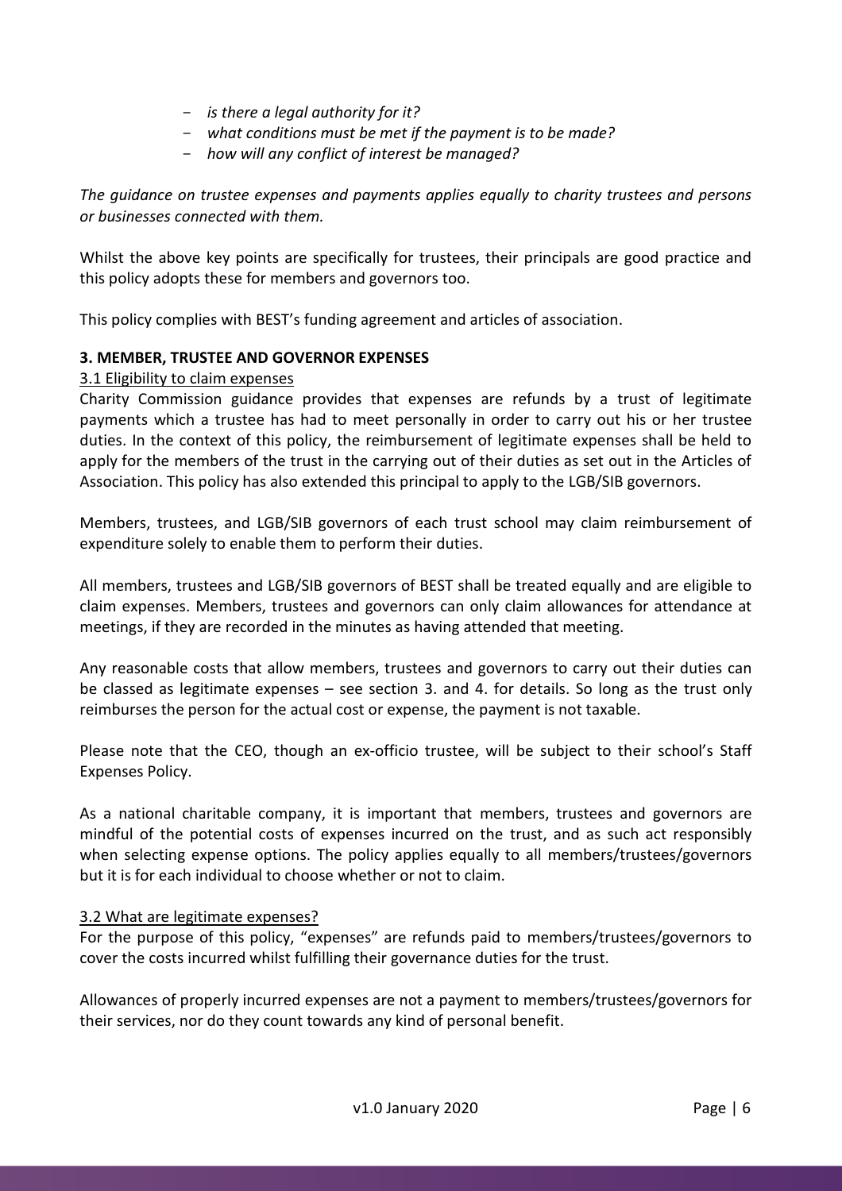- *is there a legal authority for it?*
- *what conditions must be met if the payment is to be made?*
- *how will any conflict of interest be managed?*

*The guidance on trustee expenses and payments applies equally to charity trustees and persons or businesses connected with them.*

Whilst the above key points are specifically for trustees, their principals are good practice and this policy adopts these for members and governors too.

This policy complies with BEST's funding agreement and articles of association.

**3. MEMBER, TRUSTEE AND GOVERNOR EXPENSES**

3.1 Eligibility to claim expenses

Charity Commission guidance provides that expenses are refunds by a trust of legitimate payments which a trustee has had to meet personally in order to carry out his or her trustee duties. In the context of this policy, the reimbursement of legitimate expenses shall be held to apply for the members of the trust in the carrying out of their duties as set out in the Articles of Association. This policy has also extended this principal to apply to the LGB/SIB governors.

Members, trustees, and LGB/SIB governors of each trust school may claim reimbursement of expenditure solely to enable them to perform their duties.

All members, trustees and LGB/SIB governors of BEST shall be treated equally and are eligible to claim expenses. Members, trustees and governors can only claim allowances for attendance at meetings, if they are recorded in the minutes as having attended that meeting.

Any reasonable costs that allow members, trustees and governors to carry out their duties can be classed as legitimate expenses – see section 3. and 4. for details. So long as the trust only reimburses the person for the actual cost or expense, the payment is not taxable.

Please note that the CEO, though an ex-officio trustee, will be subject to their school's Staff Expenses Policy.

As a national charitable company, it is important that members, trustees and governors are mindful of the potential costs of expenses incurred on the trust, and as such act responsibly when selecting expense options. The policy applies equally to all members/trustees/governors but it is for each individual to choose whether or not to claim.

3.2 What are legitimate expenses?

For the purpose of this policy, "expenses" are refunds paid to members/trustees/governors to cover the costs incurred whilst fulfilling their governance duties for the trust.

Allowances of properly incurred expenses are not a payment to members/trustees/governors for their services, nor do they count towards any kind of personal benefit.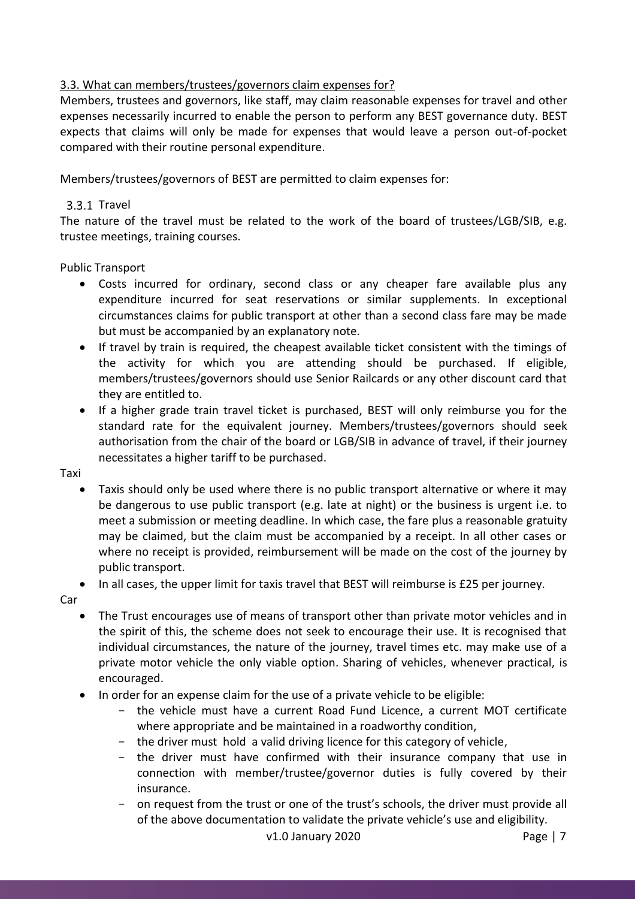### 3.3. What can members/trustees/governors claim expenses for?

Members, trustees and governors, like staff, may claim reasonable expenses for travel and other expenses necessarily incurred to enable the person to perform any BEST governance duty. BEST expects that claims will only be made for expenses that would leave a person out-of-pocket compared with their routine personal expenditure.

Members/trustees/governors of BEST are permitted to claim expenses for:

#### 3.3.1 Travel

The nature of the travel must be related to the work of the board of trustees/LGB/SIB, e.g. trustee meetings, training courses.

Public Transport

- Costs incurred for ordinary, second class or any cheaper fare available plus any expenditure incurred for seat reservations or similar supplements. In exceptional circumstances claims for public transport at other than a second class fare may be made but must be accompanied by an explanatory note.
- If travel by train is required, the cheapest available ticket consistent with the timings of the activity for which you are attending should be purchased. If eligible, members/trustees/governors should use Senior Railcards or any other discount card that they are entitled to.
- If a higher grade train travel ticket is purchased, BEST will only reimburse you for the standard rate for the equivalent journey. Members/trustees/governors should seek authorisation from the chair of the board or LGB/SIB in advance of travel, if their journey necessitates a higher tariff to be purchased.

Taxi

- Taxis should only be used where there is no public transport alternative or where it may be dangerous to use public transport (e.g. late at night) or the business is urgent i.e. to meet a submission or meeting deadline. In which case, the fare plus a reasonable gratuity may be claimed, but the claim must be accompanied by a receipt. In all other cases or where no receipt is provided, reimbursement will be made on the cost of the journey by public transport.
- In all cases, the upper limit for taxis travel that BEST will reimburse is £25 per journey.

Car

- The Trust encourages use of means of transport other than private motor vehicles and in the spirit of this, the scheme does not seek to encourage their use. It is recognised that individual circumstances, the nature of the journey, travel times etc. may make use of a private motor vehicle the only viable option. Sharing of vehicles, whenever practical, is encouraged.
- In order for an expense claim for the use of a private vehicle to be eligible:
  - the vehicle must have a current Road Fund Licence, a current MOT certificate where appropriate and be maintained in a roadworthy condition,
  - the driver must hold a valid driving licence for this category of vehicle,
  - the driver must have confirmed with their insurance company that use in connection with member/trustee/governor duties is fully covered by their insurance.
  - on request from the trust or one of the trust's schools, the driver must provide all of the above documentation to validate the private vehicle's use and eligibility.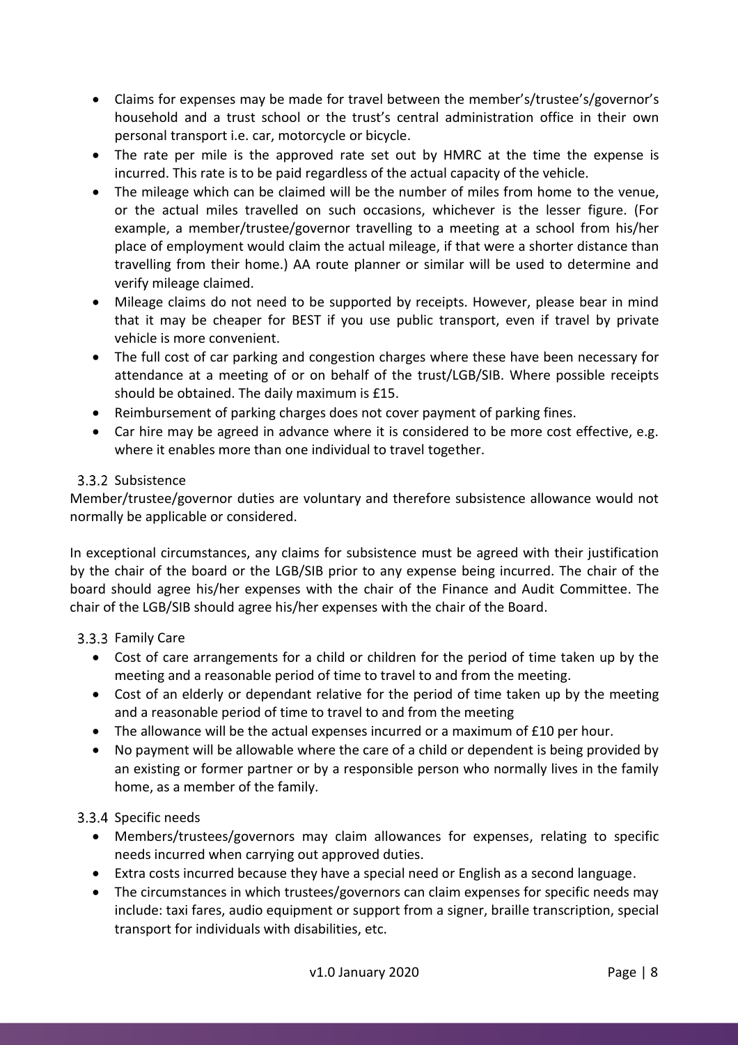- Claims for expenses may be made for travel between the member's/trustee's/governor's household and a trust school or the trust's central administration office in their own personal transport i.e. car, motorcycle or bicycle.
- The rate per mile is the approved rate set out by HMRC at the time the expense is incurred. This rate is to be paid regardless of the actual capacity of the vehicle.
- The mileage which can be claimed will be the number of miles from home to the venue, or the actual miles travelled on such occasions, whichever is the lesser figure. (For example, a member/trustee/governor travelling to a meeting at a school from his/her place of employment would claim the actual mileage, if that were a shorter distance than travelling from their home.) AA route planner or similar will be used to determine and verify mileage claimed.
- Mileage claims do not need to be supported by receipts. However, please bear in mind that it may be cheaper for BEST if you use public transport, even if travel by private vehicle is more convenient.
- The full cost of car parking and congestion charges where these have been necessary for attendance at a meeting of or on behalf of the trust/LGB/SIB. Where possible receipts should be obtained. The daily maximum is £15.
- Reimbursement of parking charges does not cover payment of parking fines.
- Car hire may be agreed in advance where it is considered to be more cost effective, e.g. where it enables more than one individual to travel together.

### 3.3.2 Subsistence

Member/trustee/governor duties are voluntary and therefore subsistence allowance would not normally be applicable or considered.

In exceptional circumstances, any claims for subsistence must be agreed with their justification by the chair of the board or the LGB/SIB prior to any expense being incurred. The chair of the board should agree his/her expenses with the chair of the Finance and Audit Committee. The chair of the LGB/SIB should agree his/her expenses with the chair of the Board.

### 3.3.3 Family Care

- Cost of care arrangements for a child or children for the period of time taken up by the meeting and a reasonable period of time to travel to and from the meeting.
- Cost of an elderly or dependant relative for the period of time taken up by the meeting and a reasonable period of time to travel to and from the meeting
- The allowance will be the actual expenses incurred or a maximum of £10 per hour.
- No payment will be allowable where the care of a child or dependent is being provided by an existing or former partner or by a responsible person who normally lives in the family home, as a member of the family.

### 3.3.4 Specific needs

- Members/trustees/governors may claim allowances for expenses, relating to specific needs incurred when carrying out approved duties.
- Extra costs incurred because they have a special need or English as a second language.
- The circumstances in which trustees/governors can claim expenses for specific needs may include: taxi fares, audio equipment or support from a signer, braille transcription, special transport for individuals with disabilities, etc.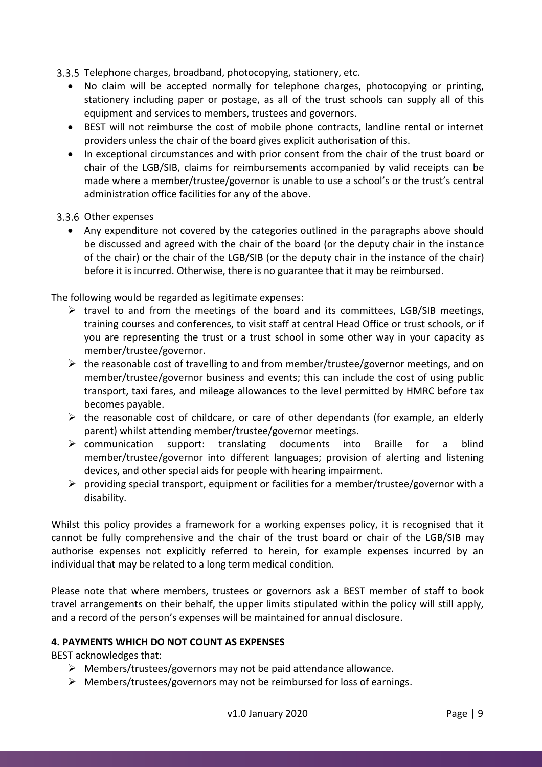### 3.3.5 Telephone charges, broadband, photocopying, stationery, etc.

- No claim will be accepted normally for telephone charges, photocopying or printing, stationery including paper or postage, as all of the trust schools can supply all of this equipment and services to members, trustees and governors.
- BEST will not reimburse the cost of mobile phone contracts, landline rental or internet providers unless the chair of the board gives explicit authorisation of this.
- In exceptional circumstances and with prior consent from the chair of the trust board or chair of the LGB/SIB, claims for reimbursements accompanied by valid receipts can be made where a member/trustee/governor is unable to use a school's or the trust's central administration office facilities for any of the above.

### 3.3.6 Other expenses

- Any expenditure not covered by the categories outlined in the paragraphs above should be discussed and agreed with the chair of the board (or the deputy chair in the instance of the chair) or the chair of the LGB/SIB (or the deputy chair in the instance of the chair) before it is incurred. Otherwise, there is no guarantee that it may be reimbursed.

The following would be regarded as legitimate expenses:

- travel to and from the meetings of the board and its committees, LGB/SIB meetings, training courses and conferences, to visit staff at central Head Office or trust schools, or if you are representing the trust or a trust school in some other way in your capacity as member/trustee/governor.
- the reasonable cost of travelling to and from member/trustee/governor meetings, and on member/trustee/governor business and events; this can include the cost of using public transport, taxi fares, and mileage allowances to the level permitted by HMRC before tax becomes payable.
- the reasonable cost of childcare, or care of other dependants (for example, an elderly parent) whilst attending member/trustee/governor meetings.
- communication support: translating documents into Braille for a blind member/trustee/governor into different languages; provision of alerting and listening devices, and other special aids for people with hearing impairment.
- providing special transport, equipment or facilities for a member/trustee/governor with a disability.

Whilst this policy provides a framework for a working expenses policy, it is recognised that it cannot be fully comprehensive and the chair of the trust board or chair of the LGB/SIB may authorise expenses not explicitly referred to herein, for example expenses incurred by an individual that may be related to a long term medical condition.

Please note that where members, trustees or governors ask a BEST member of staff to book travel arrangements on their behalf, the upper limits stipulated within the policy will still apply, and a record of the person's expenses will be maintained for annual disclosure.

## 4. PAYMENTS WHICH DO NOT COUNT AS EXPENSES

BEST acknowledges that:

- Members/trustees/governors may not be paid attendance allowance.
- Members/trustees/governors may not be reimbursed for loss of earnings.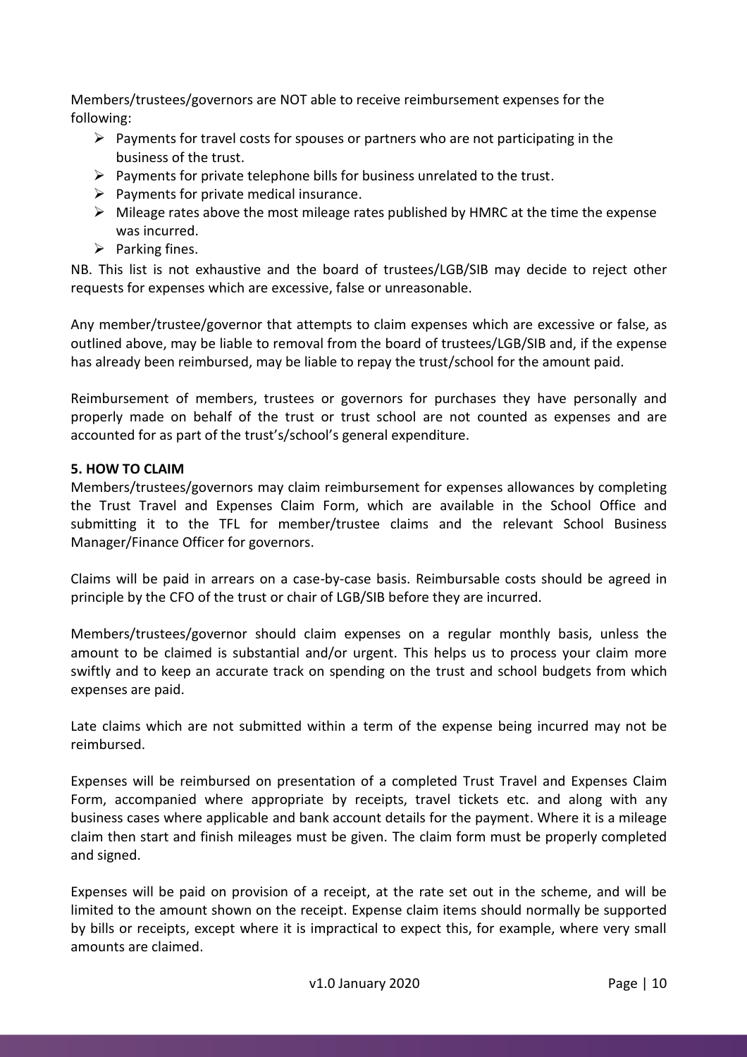Members/trustees/governors are NOT able to receive reimbursement expenses for the following:

- Payments for travel costs for spouses or partners who are not participating in the business of the trust.
- Payments for private telephone bills for business unrelated to the trust.
- Payments for private medical insurance.
- Mileage rates above the most mileage rates published by HMRC at the time the expense was incurred.
- Parking fines.

NB. This list is not exhaustive and the board of trustees/LGB/SIB may decide to reject other requests for expenses which are excessive, false or unreasonable.

Any member/trustee/governor that attempts to claim expenses which are excessive or false, as outlined above, may be liable to removal from the board of trustees/LGB/SIB and, if the expense has already been reimbursed, may be liable to repay the trust/school for the amount paid.

Reimbursement of members, trustees or governors for purchases they have personally and properly made on behalf of the trust or trust school are not counted as expenses and are accounted for as part of the trust's/school's general expenditure.

## 5. HOW TO CLAIM

Members/trustees/governors may claim reimbursement for expenses allowances by completing the Trust Travel and Expenses Claim Form, which are available in the School Office and submitting it to the TFL for member/trustee claims and the relevant School Business Manager/Finance Officer for governors.

Claims will be paid in arrears on a case-by-case basis. Reimbursable costs should be agreed in principle by the CFO of the trust or chair of LGB/SIB before they are incurred.

Members/trustees/governor should claim expenses on a regular monthly basis, unless the amount to be claimed is substantial and/or urgent. This helps us to process your claim more swiftly and to keep an accurate track on spending on the trust and school budgets from which expenses are paid.

Late claims which are not submitted within a term of the expense being incurred may not be reimbursed.

Expenses will be reimbursed on presentation of a completed Trust Travel and Expenses Claim Form, accompanied where appropriate by receipts, travel tickets etc. and along with any business cases where applicable and bank account details for the payment. Where it is a mileage claim then start and finish mileages must be given. The claim form must be properly completed and signed.

Expenses will be paid on provision of a receipt, at the rate set out in the scheme, and will be limited to the amount shown on the receipt. Expense claim items should normally be supported by bills or receipts, except where it is impractical to expect this, for example, where very small amounts are claimed.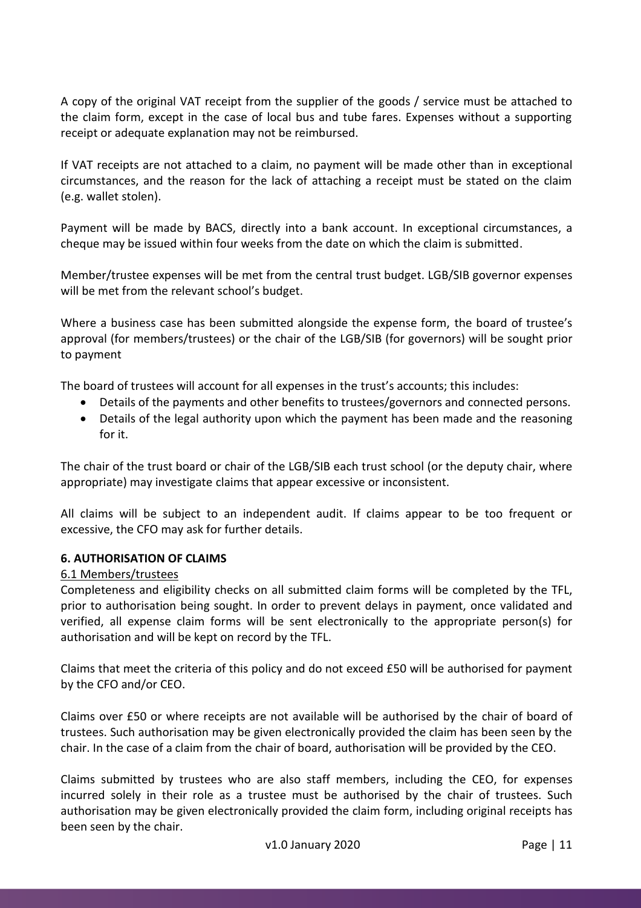A copy of the original VAT receipt from the supplier of the goods / service must be attached to the claim form, except in the case of local bus and tube fares. Expenses without a supporting receipt or adequate explanation may not be reimbursed.

If VAT receipts are not attached to a claim, no payment will be made other than in exceptional circumstances, and the reason for the lack of attaching a receipt must be stated on the claim (e.g. wallet stolen).

Payment will be made by BACS, directly into a bank account. In exceptional circumstances, a cheque may be issued within four weeks from the date on which the claim is submitted.

Member/trustee expenses will be met from the central trust budget. LGB/SIB governor expenses will be met from the relevant school's budget.

Where a business case has been submitted alongside the expense form, the board of trustee's approval (for members/trustees) or the chair of the LGB/SIB (for governors) will be sought prior to payment

The board of trustees will account for all expenses in the trust's accounts; this includes:

- Details of the payments and other benefits to trustees/governors and connected persons.
- Details of the legal authority upon which the payment has been made and the reasoning for it.

The chair of the trust board or chair of the LGB/SIB each trust school (or the deputy chair, where appropriate) may investigate claims that appear excessive or inconsistent.

All claims will be subject to an independent audit. If claims appear to be too frequent or excessive, the CFO may ask for further details.

**6. AUTHORISATION OF CLAIMS**

6.1 Members/trustees

Completeness and eligibility checks on all submitted claim forms will be completed by the TFL, prior to authorisation being sought. In order to prevent delays in payment, once validated and verified, all expense claim forms will be sent electronically to the appropriate person(s) for authorisation and will be kept on record by the TFL.

Claims that meet the criteria of this policy and do not exceed £50 will be authorised for payment by the CFO and/or CEO.

Claims over £50 or where receipts are not available will be authorised by the chair of board of trustees. Such authorisation may be given electronically provided the claim has been seen by the chair. In the case of a claim from the chair of board, authorisation will be provided by the CEO.

Claims submitted by trustees who are also staff members, including the CEO, for expenses incurred solely in their role as a trustee must be authorised by the chair of trustees. Such authorisation may be given electronically provided the claim form, including original receipts has been seen by the chair.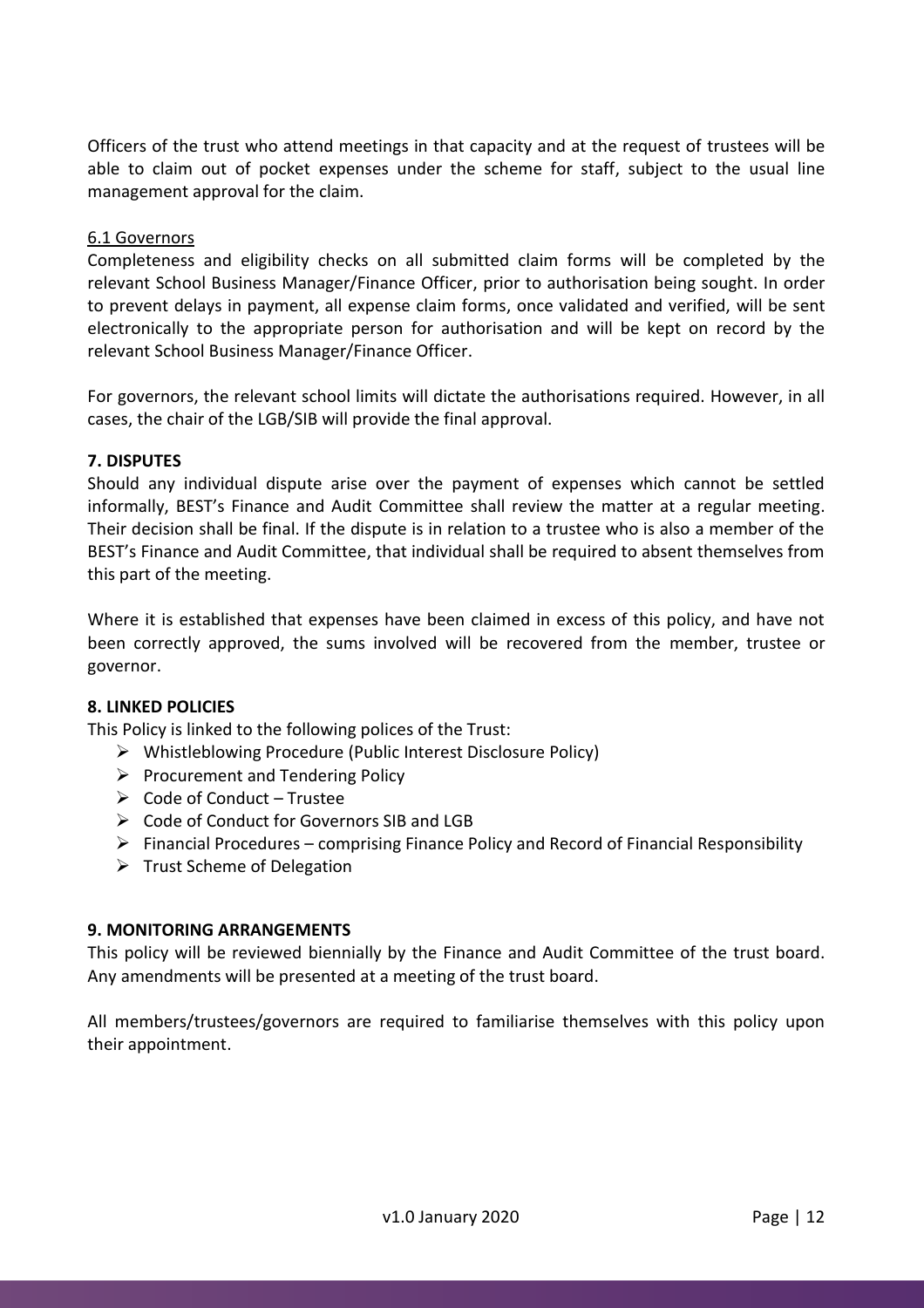Officers of the trust who attend meetings in that capacity and at the request of trustees will be able to claim out of pocket expenses under the scheme for staff, subject to the usual line management approval for the claim.

<u>6.1 Governors</u>

Completeness and eligibility checks on all submitted claim forms will be completed by the relevant School Business Manager/Finance Officer, prior to authorisation being sought. In order to prevent delays in payment, all expense claim forms, once validated and verified, will be sent electronically to the appropriate person for authorisation and will be kept on record by the relevant School Business Manager/Finance Officer.

For governors, the relevant school limits will dictate the authorisations required. However, in all cases, the chair of the LGB/SIB will provide the final approval.

**7. DISPUTES**

Should any individual dispute arise over the payment of expenses which cannot be settled informally, BEST's Finance and Audit Committee shall review the matter at a regular meeting. Their decision shall be final. If the dispute is in relation to a trustee who is also a member of the BEST's Finance and Audit Committee, that individual shall be required to absent themselves from this part of the meeting.

Where it is established that expenses have been claimed in excess of this policy, and have not been correctly approved, the sums involved will be recovered from the member, trustee or governor.

**8. LINKED POLICIES**

This Policy is linked to the following polices of the Trust:

- Whistleblowing Procedure (Public Interest Disclosure Policy)
- Procurement and Tendering Policy
- Code of Conduct – Trustee
- Code of Conduct for Governors SIB and LGB
- Financial Procedures – comprising Finance Policy and Record of Financial Responsibility
- Trust Scheme of Delegation

**9. MONITORING ARRANGEMENTS**

This policy will be reviewed biennially by the Finance and Audit Committee of the trust board. Any amendments will be presented at a meeting of the trust board.

All members/trustees/governors are required to familiarise themselves with this policy upon their appointment.